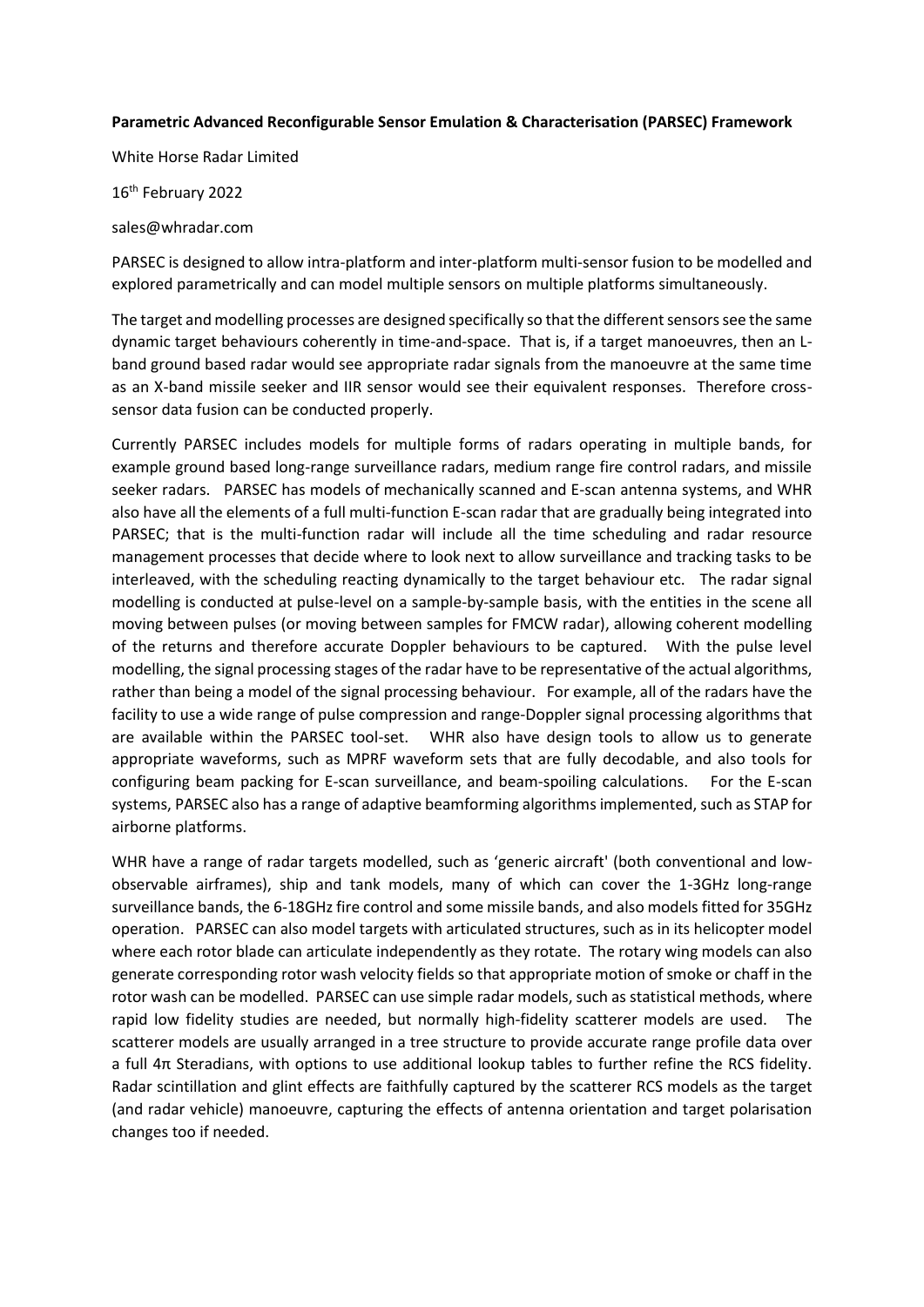**Parametric Advanced Reconfigurable Sensor Emulation & Characterisation (PARSEC) Framework**

White Horse Radar Limited

16th February 2022

sales@whradar.com

PARSEC is designed to allow intra-platform and inter-platform multi-sensor fusion to be modelled and explored parametrically and can model multiple sensors on multiple platforms simultaneously.

The target and modelling processes are designed specifically so that the different sensors see the same dynamic target behaviours coherently in time-and-space. That is, if a target manoeuvres, then an L-band ground based radar would see appropriate radar signals from the manoeuvre at the same time as an X-band missile seeker and IIR sensor would see their equivalent responses. Therefore cross-sensor data fusion can be conducted properly.

Currently PARSEC includes models for multiple forms of radars operating in multiple bands, for example ground based long-range surveillance radars, medium range fire control radars, and missile seeker radars. PARSEC has models of mechanically scanned and E-scan antenna systems, and WHR also have all the elements of a full multi-function E-scan radar that are gradually being integrated into PARSEC; that is the multi-function radar will include all the time scheduling and radar resource management processes that decide where to look next to allow surveillance and tracking tasks to be interleaved, with the scheduling reacting dynamically to the target behaviour etc. The radar signal modelling is conducted at pulse-level on a sample-by-sample basis, with the entities in the scene all moving between pulses (or moving between samples for FMCW radar), allowing coherent modelling of the returns and therefore accurate Doppler behaviours to be captured. With the pulse level modelling, the signal processing stages of the radar have to be representative of the actual algorithms, rather than being a model of the signal processing behaviour. For example, all of the radars have the facility to use a wide range of pulse compression and range-Doppler signal processing algorithms that are available within the PARSEC tool-set. WHR also have design tools to allow us to generate appropriate waveforms, such as MPRF waveform sets that are fully decodable, and also tools for configuring beam packing for E-scan surveillance, and beam-spoiling calculations. For the E-scan systems, PARSEC also has a range of adaptive beamforming algorithms implemented, such as STAP for airborne platforms.

WHR have a range of radar targets modelled, such as 'generic aircraft' (both conventional and low-observable airframes), ship and tank models, many of which can cover the 1-3GHz long-range surveillance bands, the 6-18GHz fire control and some missile bands, and also models fitted for 35GHz operation. PARSEC can also model targets with articulated structures, such as in its helicopter model where each rotor blade can articulate independently as they rotate. The rotary wing models can also generate corresponding rotor wash velocity fields so that appropriate motion of smoke or chaff in the rotor wash can be modelled. PARSEC can use simple radar models, such as statistical methods, where rapid low fidelity studies are needed, but normally high-fidelity scatterer models are used. The scatterer models are usually arranged in a tree structure to provide accurate range profile data over a full $4\pi$ Steradians, with options to use additional lookup tables to further refine the RCS fidelity. Radar scintillation and glint effects are faithfully captured by the scatterer RCS models as the target (and radar vehicle) manoeuvre, capturing the effects of antenna orientation and target polarisation changes too if needed.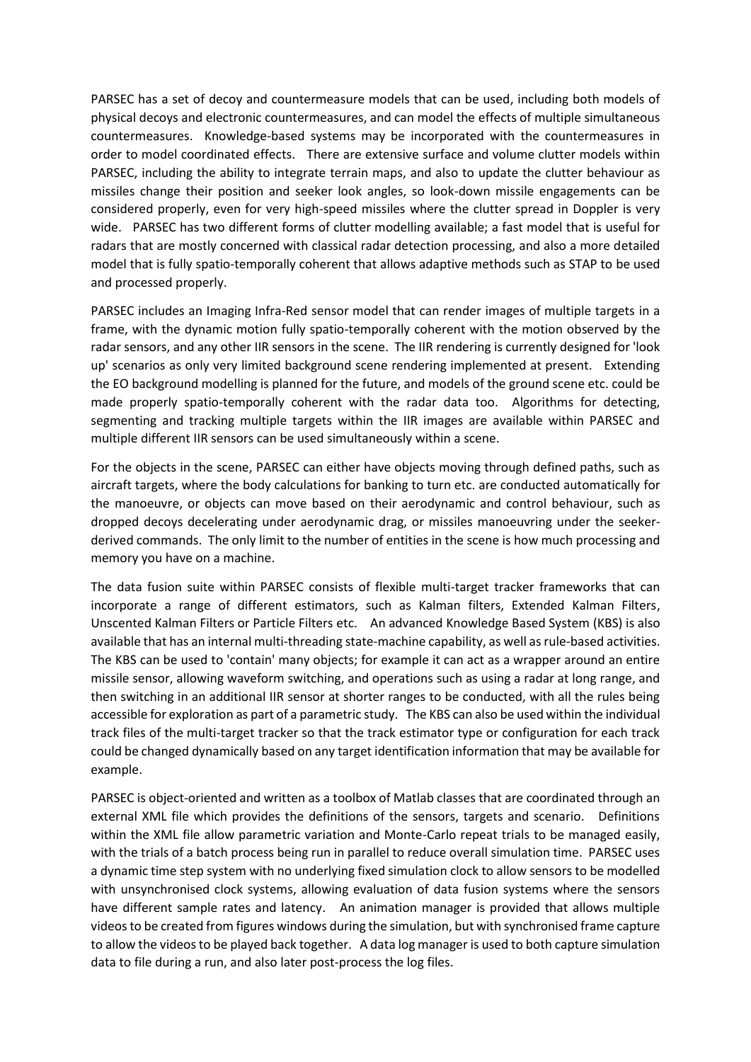PARSEC has a set of decoy and countermeasure models that can be used, including both models of physical decoys and electronic countermeasures, and can model the effects of multiple simultaneous countermeasures. Knowledge-based systems may be incorporated with the countermeasures in order to model coordinated effects. There are extensive surface and volume clutter models within PARSEC, including the ability to integrate terrain maps, and also to update the clutter behaviour as missiles change their position and seeker look angles, so look-down missile engagements can be considered properly, even for very high-speed missiles where the clutter spread in Doppler is very wide. PARSEC has two different forms of clutter modelling available; a fast model that is useful for radars that are mostly concerned with classical radar detection processing, and also a more detailed model that is fully spatio-temporally coherent that allows adaptive methods such as STAP to be used and processed properly.

PARSEC includes an Imaging Infra-Red sensor model that can render images of multiple targets in a frame, with the dynamic motion fully spatio-temporally coherent with the motion observed by the radar sensors, and any other IIR sensors in the scene. The IIR rendering is currently designed for 'look up' scenarios as only very limited background scene rendering implemented at present. Extending the EO background modelling is planned for the future, and models of the ground scene etc. could be made properly spatio-temporally coherent with the radar data too. Algorithms for detecting, segmenting and tracking multiple targets within the IIR images are available within PARSEC and multiple different IIR sensors can be used simultaneously within a scene.

For the objects in the scene, PARSEC can either have objects moving through defined paths, such as aircraft targets, where the body calculations for banking to turn etc. are conducted automatically for the manoeuvre, or objects can move based on their aerodynamic and control behaviour, such as dropped decoys decelerating under aerodynamic drag, or missiles manoeuvring under the seeker-derived commands. The only limit to the number of entities in the scene is how much processing and memory you have on a machine.

The data fusion suite within PARSEC consists of flexible multi-target tracker frameworks that can incorporate a range of different estimators, such as Kalman filters, Extended Kalman Filters, Unscented Kalman Filters or Particle Filters etc. An advanced Knowledge Based System (KBS) is also available that has an internal multi-threading state-machine capability, as well as rule-based activities. The KBS can be used to 'contain' many objects; for example it can act as a wrapper around an entire missile sensor, allowing waveform switching, and operations such as using a radar at long range, and then switching in an additional IIR sensor at shorter ranges to be conducted, with all the rules being accessible for exploration as part of a parametric study. The KBS can also be used within the individual track files of the multi-target tracker so that the track estimator type or configuration for each track could be changed dynamically based on any target identification information that may be available for example.

PARSEC is object-oriented and written as a toolbox of Matlab classes that are coordinated through an external XML file which provides the definitions of the sensors, targets and scenario. Definitions within the XML file allow parametric variation and Monte-Carlo repeat trials to be managed easily, with the trials of a batch process being run in parallel to reduce overall simulation time. PARSEC uses a dynamic time step system with no underlying fixed simulation clock to allow sensors to be modelled with unsynchronised clock systems, allowing evaluation of data fusion systems where the sensors have different sample rates and latency. An animation manager is provided that allows multiple videos to be created from figures windows during the simulation, but with synchronised frame capture to allow the videos to be played back together. A data log manager is used to both capture simulation data to file during a run, and also later post-process the log files.